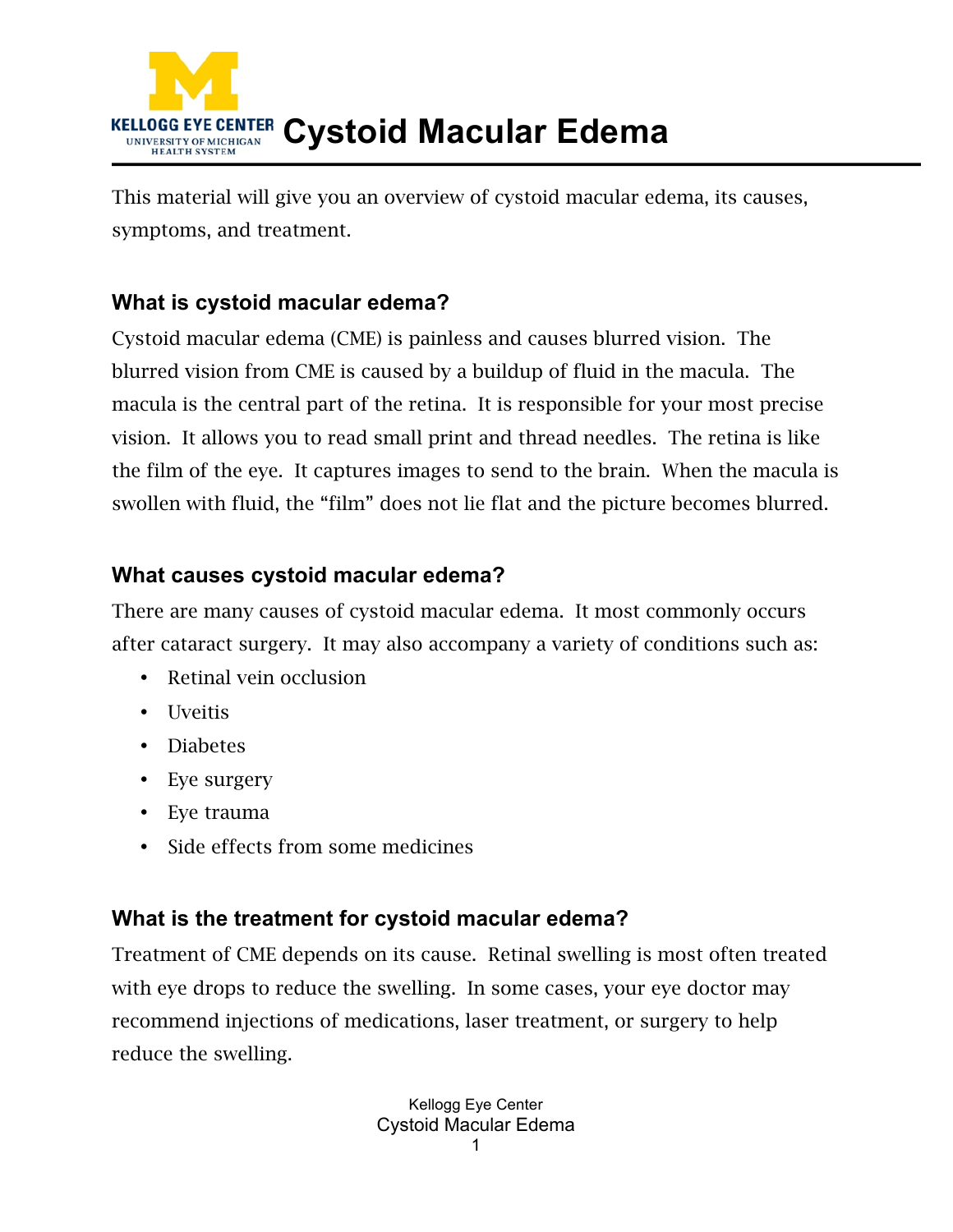# Cystoid Macular Edema

This material will give you an overview of cystoid macular edema, its causes, symptoms, and treatment.

## What is cystoid macular edema?

Cystoid macular edema (CME) is painless and causes blurred vision. The blurred vision from CME is caused by a buildup of fluid in the macula. The macula is the central part of the retina. It is responsible for your most precise vision. It allows you to read small print and thread needles. The retina is like the film of the eye. It captures images to send to the brain. When the macula is swollen with fluid, the "film" does not lie flat and the picture becomes blurred.

## What causes cystoid macular edema?

There are many causes of cystoid macular edema. It most commonly occurs after cataract surgery. It may also accompany a variety of conditions such as:

- Retinal vein occlusion
- Uveitis
- Diabetes
- Eye surgery
- Eye trauma
- Side effects from some medicines

## What is the treatment for cystoid macular edema?

Treatment of CME depends on its cause. Retinal swelling is most often treated with eye drops to reduce the swelling. In some cases, your eye doctor may recommend injections of medications, laser treatment, or surgery to help reduce the swelling.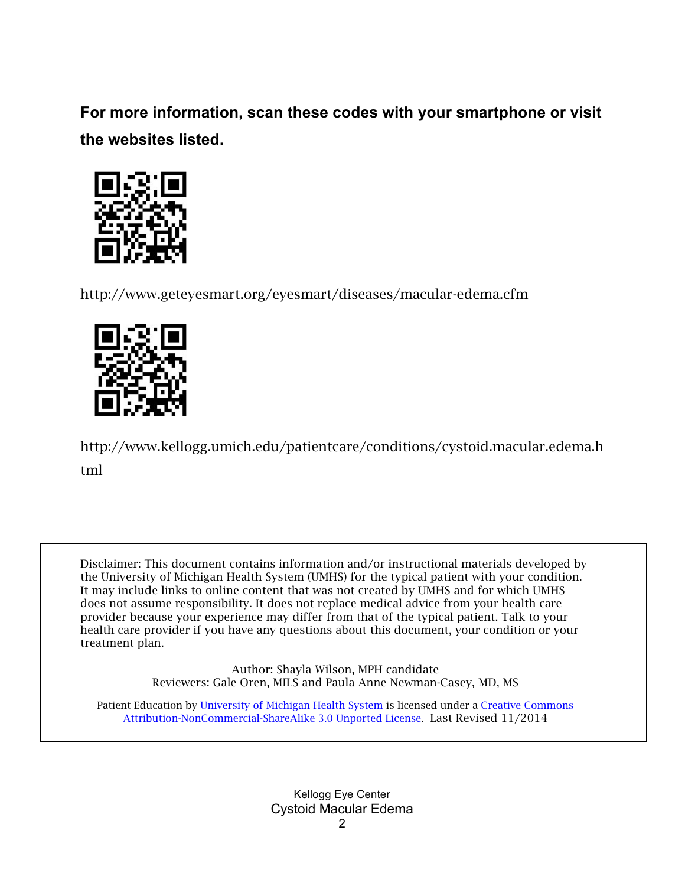**For more information, scan these codes with your smartphone or visit the websites listed.**

http://www.geteyesmart.org/eyesmart/diseases/macular-edema.cfm

http://www.kellogg.umich.edu/patientcare/conditions/cystoid.macular.edema.html

Disclaimer: This document contains information and/or instructional materials developed by the University of Michigan Health System (UMHS) for the typical patient with your condition. It may include links to online content that was not created by UMHS and for which UMHS does not assume responsibility. It does not replace medical advice from your health care provider because your experience may differ from that of the typical patient. Talk to your health care provider if you have any questions about this document, your condition or your treatment plan.

Author: Shayla Wilson, MPH candidate
Reviewers: Gale Oren, MILS and Paula Anne Newman-Casey, MD, MS

Patient Education by University of Michigan Health System is licensed under a Creative Commons Attribution-NonCommercial-ShareAlike 3.0 Unported License. Last Revised 11/2014